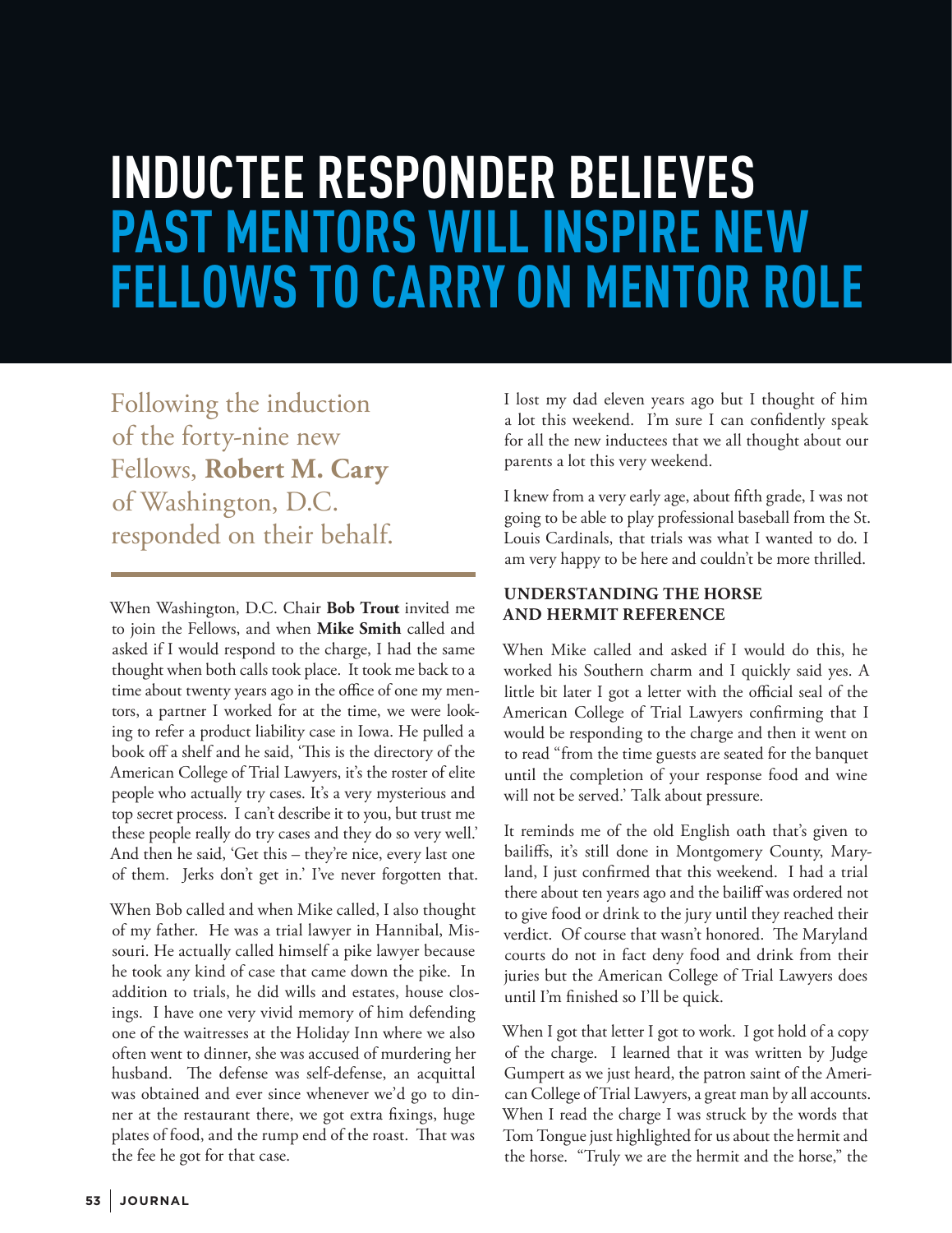# INDUCTEE RESPONDER BELIEVES PAST MENTORS WILL INSPIRE NEW FELLOWS TO CARRY ON MENTOR ROLE

Following the induction of the forty-nine new Fellows, **Robert M. Cary** of Washington, D.C. responded on their behalf.

When Washington, D.C. Chair **Bob Trout** invited me to join the Fellows, and when **Mike Smith** called and asked if I would respond to the charge, I had the same thought when both calls took place. It took me back to a time about twenty years ago in the office of one my mentors, a partner I worked for at the time, we were looking to refer a product liability case in Iowa. He pulled a book off a shelf and he said, 'This is the directory of the American College of Trial Lawyers, it's the roster of elite people who actually try cases. It's a very mysterious and top secret process. I can't describe it to you, but trust me these people really do try cases and they do so very well.' And then he said, 'Get this – they're nice, every last one of them. Jerks don't get in.' I've never forgotten that.

When Bob called and when Mike called, I also thought of my father. He was a trial lawyer in Hannibal, Missouri. He actually called himself a pike lawyer because he took any kind of case that came down the pike. In addition to trials, he did wills and estates, house closings. I have one very vivid memory of him defending one of the waitresses at the Holiday Inn where we also often went to dinner, she was accused of murdering her husband. The defense was self-defense, an acquittal was obtained and ever since whenever we'd go to dinner at the restaurant there, we got extra fixings, huge plates of food, and the rump end of the roast. That was the fee he got for that case.

I lost my dad eleven years ago but I thought of him a lot this weekend. I'm sure I can confidently speak for all the new inductees that we all thought about our parents a lot this very weekend.

I knew from a very early age, about fifth grade, I was not going to be able to play professional baseball from the St. Louis Cardinals, that trials was what I wanted to do. I am very happy to be here and couldn't be more thrilled.

### UNDERSTANDING THE HORSE AND HERMIT REFERENCE

When Mike called and asked if I would do this, he worked his Southern charm and I quickly said yes. A little bit later I got a letter with the official seal of the American College of Trial Lawyers confirming that I would be responding to the charge and then it went on to read "from the time guests are seated for the banquet until the completion of your response food and wine will not be served.' Talk about pressure.

It reminds me of the old English oath that's given to bailiffs, it's still done in Montgomery County, Maryland, I just confirmed that this weekend. I had a trial there about ten years ago and the bailiff was ordered not to give food or drink to the jury until they reached their verdict. Of course that wasn't honored. The Maryland courts do not in fact deny food and drink from their juries but the American College of Trial Lawyers does until I'm finished so I'll be quick.

When I got that letter I got to work. I got hold of a copy of the charge. I learned that it was written by Judge Gumpert as we just heard, the patron saint of the American College of Trial Lawyers, a great man by all accounts. When I read the charge I was struck by the words that Tom Tongue just highlighted for us about the hermit and the horse. "Truly we are the hermit and the horse," the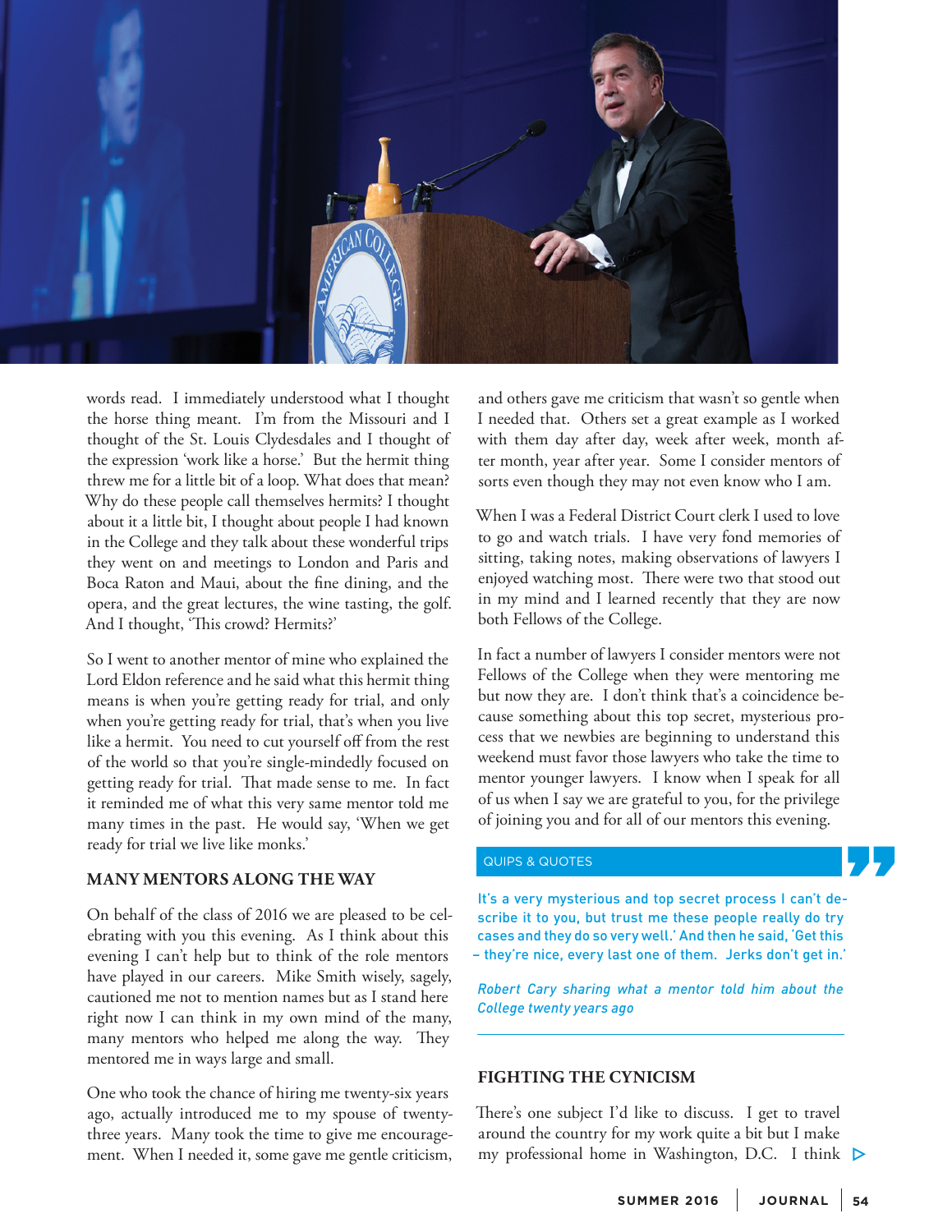words read. I immediately understood what I thought the horse thing meant. I'm from the Missouri and I thought of the St. Louis Clydesdales and I thought of the expression 'work like a horse.' But the hermit thing threw me for a little bit of a loop. What does that mean? Why do these people call themselves hermits? I thought about it a little bit, I thought about people I had known in the College and they talk about these wonderful trips they went on and meetings to London and Paris and Boca Raton and Maui, about the fine dining, and the opera, and the great lectures, the wine tasting, the golf. And I thought, 'This crowd? Hermits?'

So I went to another mentor of mine who explained the Lord Eldon reference and he said what this hermit thing means is when you're getting ready for trial, and only when you're getting ready for trial, that's when you live like a hermit. You need to cut yourself off from the rest of the world so that you're single-mindedly focused on getting ready for trial. That made sense to me. In fact it reminded me of what this very same mentor told me many times in the past. He would say, 'When we get ready for trial we live like monks.'

## MANY MENTORS ALONG THE WAY

On behalf of the class of 2016 we are pleased to be celebrating with you this evening. As I think about this evening I can't help but to think of the role mentors have played in our careers. Mike Smith wisely, sagely, cautioned me not to mention names but as I stand here right now I can think in my own mind of the many, many mentors who helped me along the way. They mentored me in ways large and small.

One who took the chance of hiring me twenty-six years ago, actually introduced me to my spouse of twenty-three years. Many took the time to give me encouragement. When I needed it, some gave me gentle criticism, and others gave me criticism that wasn't so gentle when I needed that. Others set a great example as I worked with them day after day, week after week, month after month, year after year. Some I consider mentors of sorts even though they may not even know who I am.

When I was a Federal District Court clerk I used to love to go and watch trials. I have very fond memories of sitting, taking notes, making observations of lawyers I enjoyed watching most. There were two that stood out in my mind and I learned recently that they are now both Fellows of the College.

In fact a number of lawyers I consider mentors were not Fellows of the College when they were mentoring me but now they are. I don't think that's a coincidence because something about this top secret, mysterious process that we newbies are beginning to understand this weekend must favor those lawyers who take the time to mentor younger lawyers. I know when I speak for all of us when I say we are grateful to you, for the privilege of joining you and for all of our mentors this evening.

> QUIPS & QUOTES
>
> It's a very mysterious and top secret process I can't describe it to you, but trust me these people really do try cases and they do so very well.' And then he said, 'Get this – they're nice, every last one of them. Jerks don't get in.'
>
> *Robert Cary sharing what a mentor told him about the College twenty years ago*

## FIGHTING THE CYNICISM

There's one subject I'd like to discuss. I get to travel around the country for my work quite a bit but I make my professional home in Washington, D.C. I think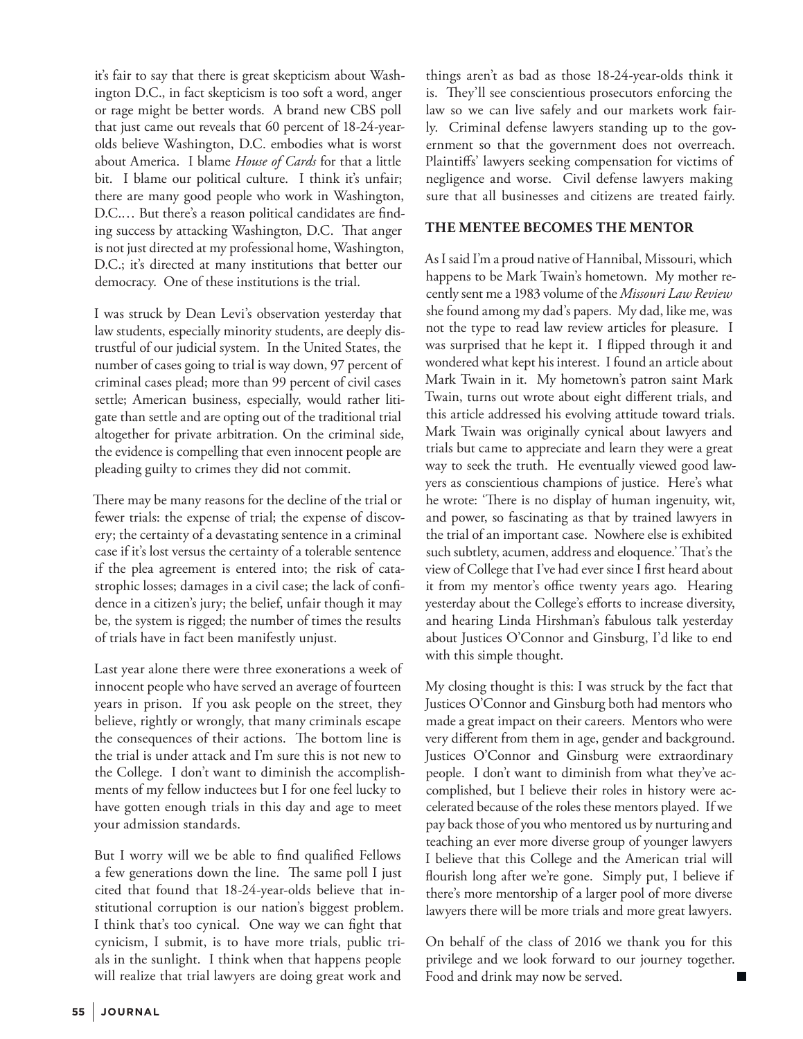it's fair to say that there is great skepticism about Washington D.C., in fact skepticism is too soft a word, anger or rage might be better words. A brand new CBS poll that just came out reveals that 60 percent of 18-24-year-olds believe Washington, D.C. embodies what is worst about America. I blame *House of Cards* for that a little bit. I blame our political culture. I think it's unfair; there are many good people who work in Washington, D.C.… But there's a reason political candidates are finding success by attacking Washington, D.C. That anger is not just directed at my professional home, Washington, D.C.; it's directed at many institutions that better our democracy. One of these institutions is the trial.

I was struck by Dean Levi's observation yesterday that law students, especially minority students, are deeply distrustful of our judicial system. In the United States, the number of cases going to trial is way down, 97 percent of criminal cases plead; more than 99 percent of civil cases settle; American business, especially, would rather litigate than settle and are opting out of the traditional trial altogether for private arbitration. On the criminal side, the evidence is compelling that even innocent people are pleading guilty to crimes they did not commit.

There may be many reasons for the decline of the trial or fewer trials: the expense of trial; the expense of discovery; the certainty of a devastating sentence in a criminal case if it's lost versus the certainty of a tolerable sentence if the plea agreement is entered into; the risk of catastrophic losses; damages in a civil case; the lack of confidence in a citizen's jury; the belief, unfair though it may be, the system is rigged; the number of times the results of trials have in fact been manifestly unjust.

Last year alone there were three exonerations a week of innocent people who have served an average of fourteen years in prison. If you ask people on the street, they believe, rightly or wrongly, that many criminals escape the consequences of their actions. The bottom line is the trial is under attack and I'm sure this is not new to the College. I don't want to diminish the accomplishments of my fellow inductees but I for one feel lucky to have gotten enough trials in this day and age to meet your admission standards.

But I worry will we be able to find qualified Fellows a few generations down the line. The same poll I just cited that found that 18-24-year-olds believe that institutional corruption is our nation's biggest problem. I think that's too cynical. One way we can fight that cynicism, I submit, is to have more trials, public trials in the sunlight. I think when that happens people will realize that trial lawyers are doing great work and things aren't as bad as those 18-24-year-olds think it is. They'll see conscientious prosecutors enforcing the law so we can live safely and our markets work fairly. Criminal defense lawyers standing up to the government so that the government does not overreach. Plaintiffs' lawyers seeking compensation for victims of negligence and worse. Civil defense lawyers making sure that all businesses and citizens are treated fairly.

## THE MENTEE BECOMES THE MENTOR

As I said I'm a proud native of Hannibal, Missouri, which happens to be Mark Twain's hometown. My mother recently sent me a 1983 volume of the *Missouri Law Review* she found among my dad's papers. My dad, like me, was not the type to read law review articles for pleasure. I was surprised that he kept it. I flipped through it and wondered what kept his interest. I found an article about Mark Twain in it. My hometown's patron saint Mark Twain, turns out wrote about eight different trials, and this article addressed his evolving attitude toward trials. Mark Twain was originally cynical about lawyers and trials but came to appreciate and learn they were a great way to seek the truth. He eventually viewed good lawyers as conscientious champions of justice. Here's what he wrote: 'There is no display of human ingenuity, wit, and power, so fascinating as that by trained lawyers in the trial of an important case. Nowhere else is exhibited such subtlety, acumen, address and eloquence.' That's the view of College that I've had ever since I first heard about it from my mentor's office twenty years ago. Hearing yesterday about the College's efforts to increase diversity, and hearing Linda Hirshman's fabulous talk yesterday about Justices O'Connor and Ginsburg, I'd like to end with this simple thought.

My closing thought is this: I was struck by the fact that Justices O'Connor and Ginsburg both had mentors who made a great impact on their careers. Mentors who were very different from them in age, gender and background. Justices O'Connor and Ginsburg were extraordinary people. I don't want to diminish from what they've accomplished, but I believe their roles in history were accelerated because of the roles these mentors played. If we pay back those of you who mentored us by nurturing and teaching an ever more diverse group of younger lawyers I believe that this College and the American trial will flourish long after we're gone. Simply put, I believe if there's more mentorship of a larger pool of more diverse lawyers there will be more trials and more great lawyers.

On behalf of the class of 2016 we thank you for this privilege and we look forward to our journey together. Food and drink may now be served. ■